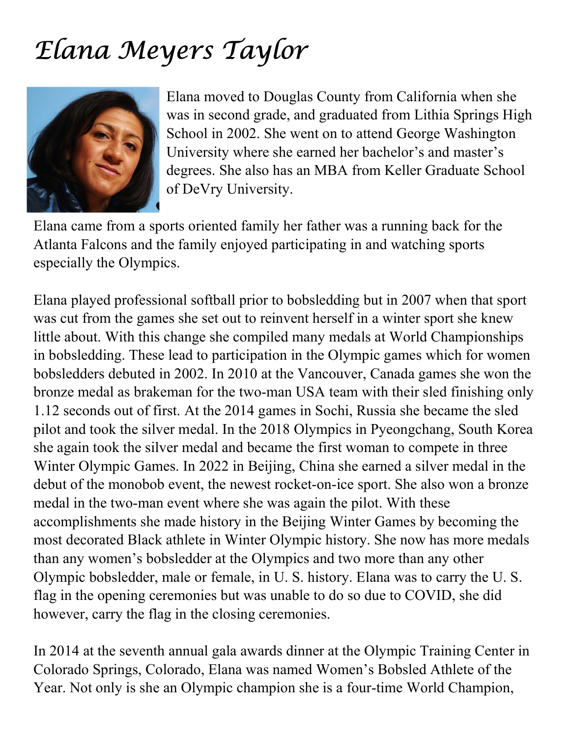# *Elana Meyers Taylor*

Elana moved to Douglas County from California when she was in second grade, and graduated from Lithia Springs High School in 2002. She went on to attend George Washington University where she earned her bachelor's and master's degrees. She also has an MBA from Keller Graduate School of DeVry University.

Elana came from a sports oriented family her father was a running back for the Atlanta Falcons and the family enjoyed participating in and watching sports especially the Olympics.

Elana played professional softball prior to bobsledding but in 2007 when that sport was cut from the games she set out to reinvent herself in a winter sport she knew little about. With this change she compiled many medals at World Championships in bobsledding. These lead to participation in the Olympic games which for women bobsledders debuted in 2002. In 2010 at the Vancouver, Canada games she won the bronze medal as brakeman for the two-man USA team with their sled finishing only 1.12 seconds out of first. At the 2014 games in Sochi, Russia she became the sled pilot and took the silver medal. In the 2018 Olympics in Pyeongchang, South Korea she again took the silver medal and became the first woman to compete in three Winter Olympic Games. In 2022 in Beijing, China she earned a silver medal in the debut of the monobob event, the newest rocket-on-ice sport. She also won a bronze medal in the two-man event where she was again the pilot. With these accomplishments she made history in the Beijing Winter Games by becoming the most decorated Black athlete in Winter Olympic history. She now has more medals than any women's bobsledder at the Olympics and two more than any other Olympic bobsledder, male or female, in U. S. history. Elana was to carry the U. S. flag in the opening ceremonies but was unable to do so due to COVID, she did however, carry the flag in the closing ceremonies.

In 2014 at the seventh annual gala awards dinner at the Olympic Training Center in Colorado Springs, Colorado, Elana was named Women's Bobsled Athlete of the Year. Not only is she an Olympic champion she is a four-time World Champion,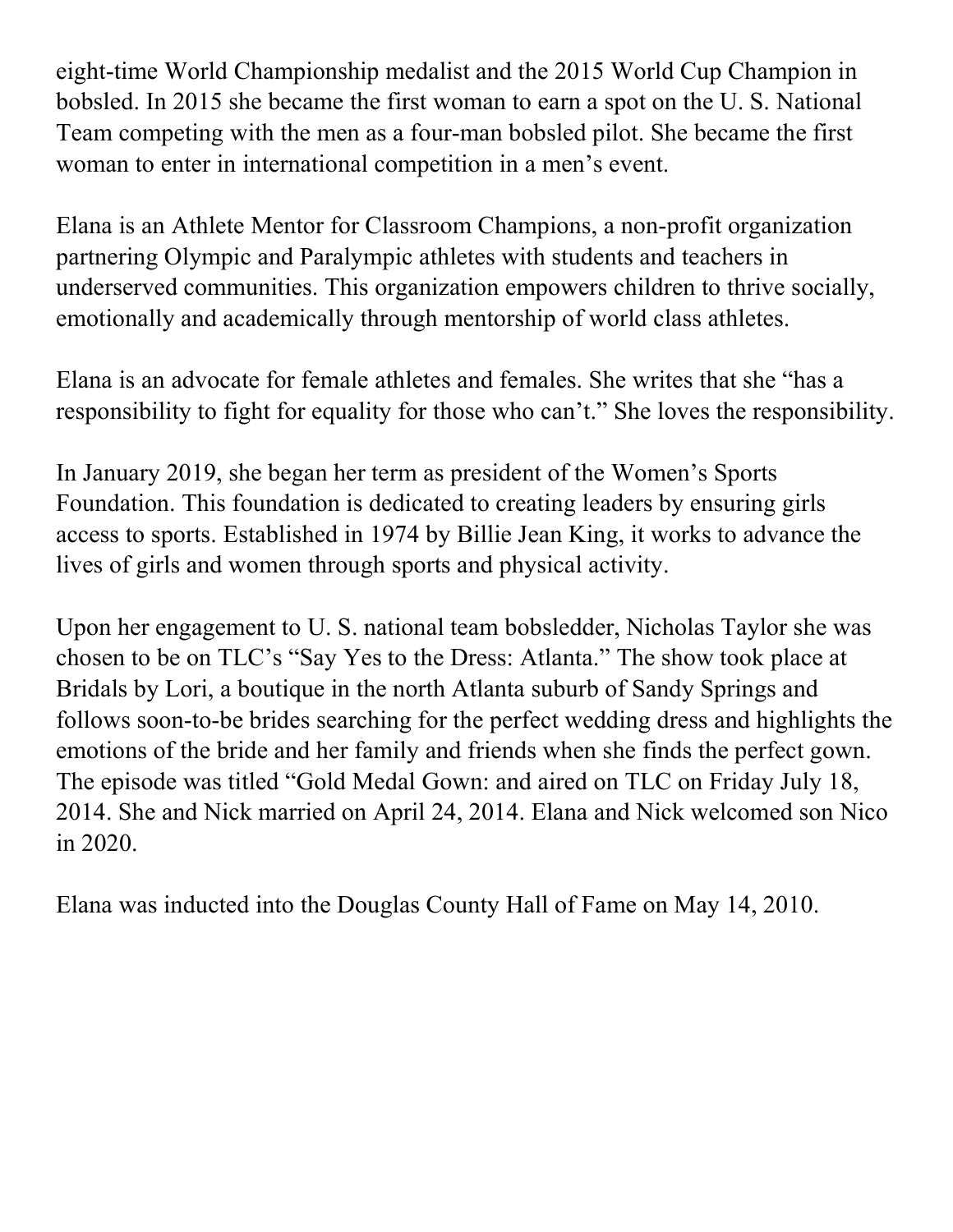eight-time World Championship medalist and the 2015 World Cup Champion in bobsled. In 2015 she became the first woman to earn a spot on the U. S. National Team competing with the men as a four-man bobsled pilot. She became the first woman to enter in international competition in a men's event.

Elana is an Athlete Mentor for Classroom Champions, a non-profit organization partnering Olympic and Paralympic athletes with students and teachers in underserved communities. This organization empowers children to thrive socially, emotionally and academically through mentorship of world class athletes.

Elana is an advocate for female athletes and females. She writes that she "has a responsibility to fight for equality for those who can't." She loves the responsibility.

In January 2019, she began her term as president of the Women's Sports Foundation. This foundation is dedicated to creating leaders by ensuring girls access to sports. Established in 1974 by Billie Jean King, it works to advance the lives of girls and women through sports and physical activity.

Upon her engagement to U. S. national team bobsledder, Nicholas Taylor she was chosen to be on TLC's "Say Yes to the Dress: Atlanta." The show took place at Bridals by Lori, a boutique in the north Atlanta suburb of Sandy Springs and follows soon-to-be brides searching for the perfect wedding dress and highlights the emotions of the bride and her family and friends when she finds the perfect gown. The episode was titled "Gold Medal Gown: and aired on TLC on Friday July 18, 2014. She and Nick married on April 24, 2014. Elana and Nick welcomed son Nico in 2020.

Elana was inducted into the Douglas County Hall of Fame on May 14, 2010.